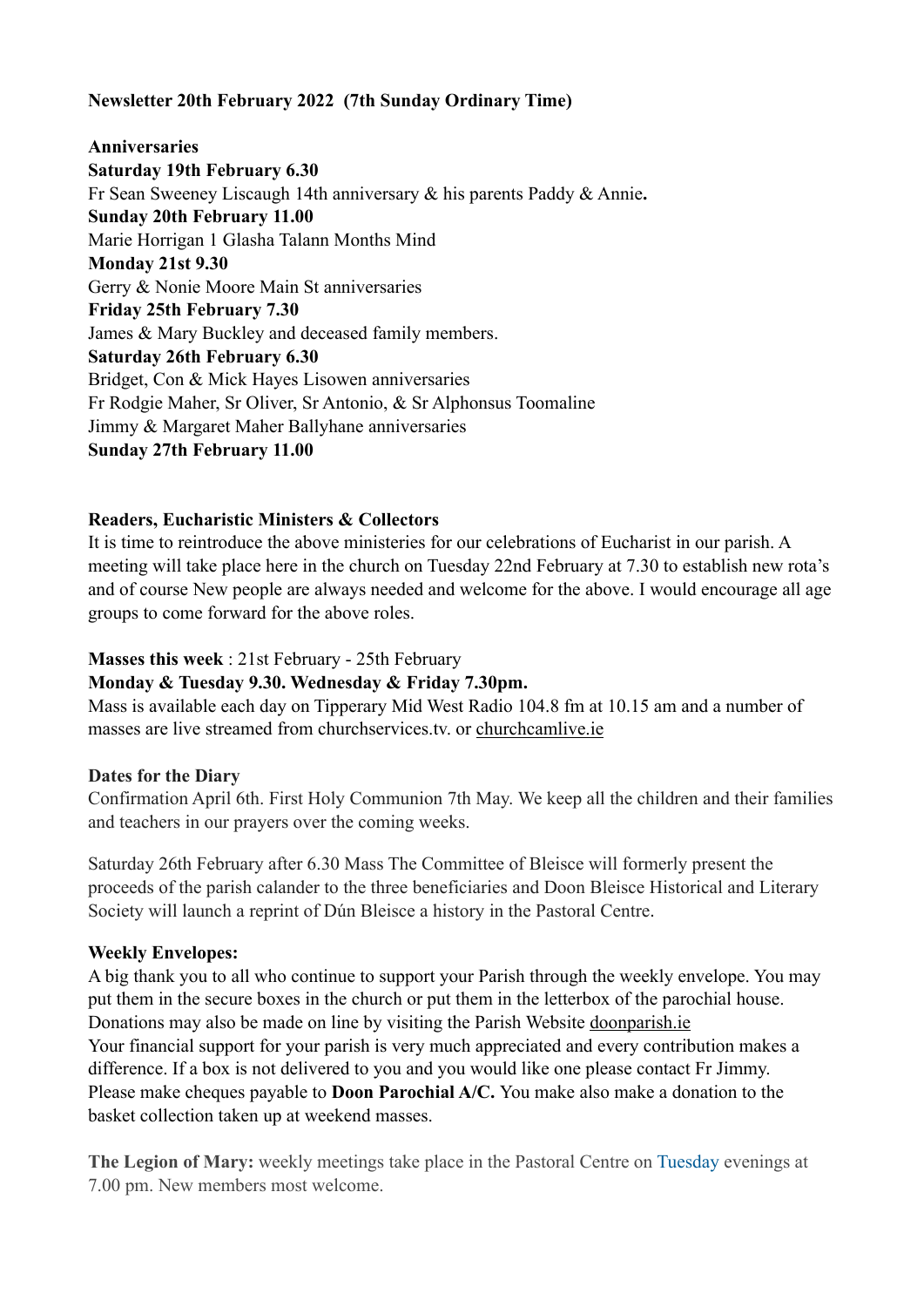**Newsletter 20th February 2022 (7th Sunday Ordinary Time)**

**Anniversaries**

**Saturday 19th February 6.30**

Fr Sean Sweeney Liscaugh 14th anniversary & his parents Paddy & Annie**.**

**Sunday 20th February 11.00**

Marie Horrigan 1 Glasha Talann Months Mind

**Monday 21st 9.30**

Gerry & Nonie Moore Main St anniversaries

**Friday 25th February 7.30**

James & Mary Buckley and deceased family members.

**Saturday 26th February 6.30**

Bridget, Con & Mick Hayes Lisowen anniversaries

Fr Rodgie Maher, Sr Oliver, Sr Antonio, & Sr Alphonsus Toomaline

Jimmy & Margaret Maher Ballyhane anniversaries

**Sunday 27th February 11.00**

**Readers, Eucharistic Ministers & Collectors**

It is time to reintroduce the above ministeries for our celebrations of Eucharist in our parish. A meeting will take place here in the church on Tuesday 22nd February at 7.30 to establish new rota's and of course New people are always needed and welcome for the above. I would encourage all age groups to come forward for the above roles.

**Masses this week** : 21st February - 25th February

**Monday & Tuesday 9.30. Wednesday & Friday 7.30pm.**

Mass is available each day on Tipperary Mid West Radio 104.8 fm at 10.15 am and a number of masses are live streamed from churchservices.tv. or churchcamlive.ie

**Dates for the Diary**

Confirmation April 6th. First Holy Communion 7th May. We keep all the children and their families and teachers in our prayers over the coming weeks.

Saturday 26th February after 6.30 Mass The Committee of Bleisce will formerly present the proceeds of the parish calander to the three beneficiaries and Doon Bleisce Historical and Literary Society will launch a reprint of Dún Bleisce a history in the Pastoral Centre.

**Weekly Envelopes:**

A big thank you to all who continue to support your Parish through the weekly envelope. You may put them in the secure boxes in the church or put them in the letterbox of the parochial house. Donations may also be made on line by visiting the Parish Website doonparish.ie

Your financial support for your parish is very much appreciated and every contribution makes a difference. If a box is not delivered to you and you would like one please contact Fr Jimmy. Please make cheques payable to **Doon Parochial A/C.** You make also make a donation to the basket collection taken up at weekend masses.

**The Legion of Mary:** weekly meetings take place in the Pastoral Centre on Tuesday evenings at 7.00 pm. New members most welcome.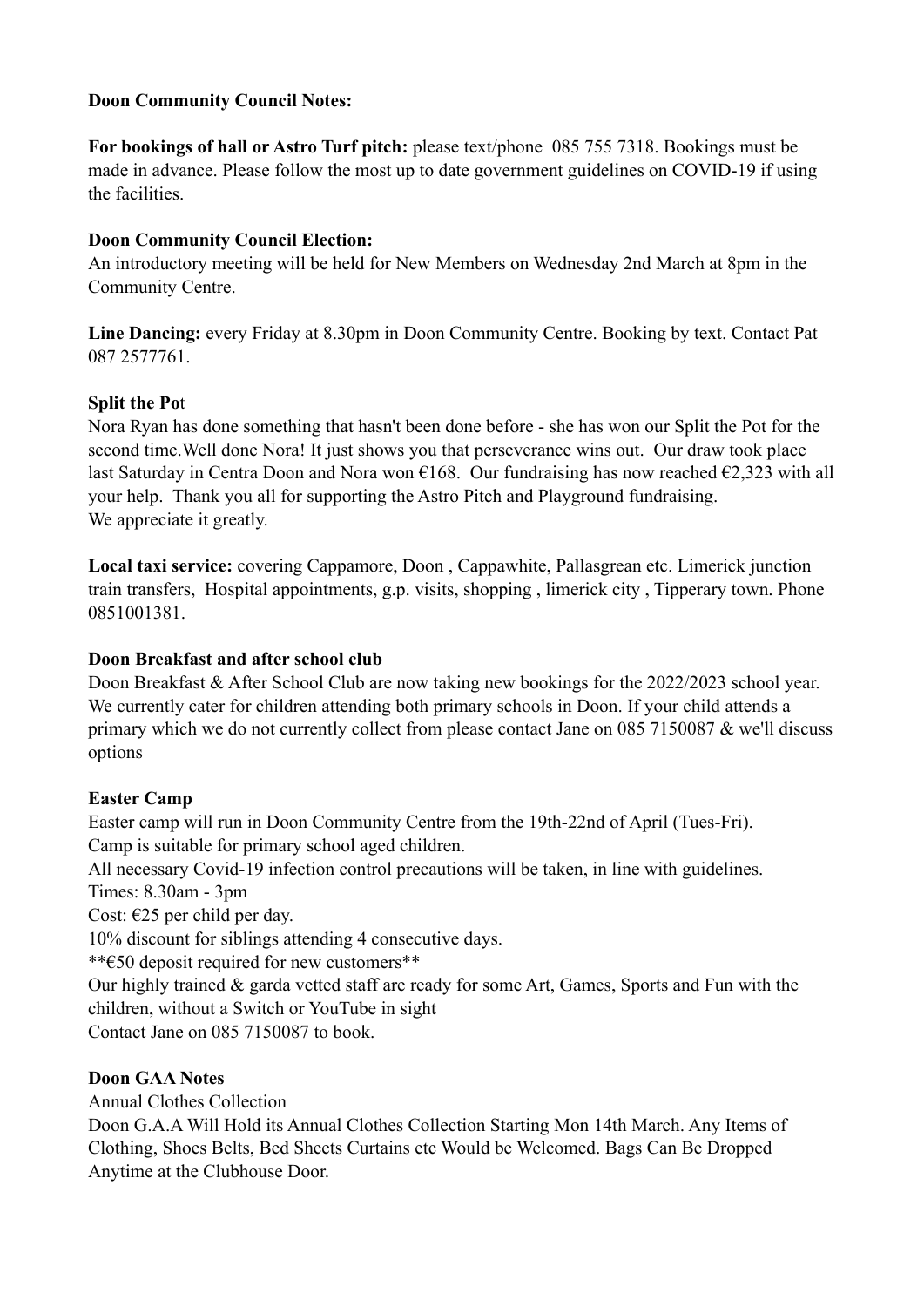**Doon Community Council Notes:**

**For bookings of hall or Astro Turf pitch:** please text/phone 085 755 7318. Bookings must be made in advance. Please follow the most up to date government guidelines on COVID-19 if using the facilities.

**Doon Community Council Election:**
An introductory meeting will be held for New Members on Wednesday 2nd March at 8pm in the Community Centre.

**Line Dancing:** every Friday at 8.30pm in Doon Community Centre. Booking by text. Contact Pat 087 2577761.

**Split the Pot**
Nora Ryan has done something that hasn't been done before - she has won our Split the Pot for the second time.Well done Nora! It just shows you that perseverance wins out. Our draw took place last Saturday in Centra Doon and Nora won €168. Our fundraising has now reached €2,323 with all your help. Thank you all for supporting the Astro Pitch and Playground fundraising.
We appreciate it greatly.

**Local taxi service:** covering Cappamore, Doon , Cappawhite, Pallasgrean etc. Limerick junction train transfers, Hospital appointments, g.p. visits, shopping , limerick city , Tipperary town. Phone 0851001381.

**Doon Breakfast and after school club**
Doon Breakfast & After School Club are now taking new bookings for the 2022/2023 school year. We currently cater for children attending both primary schools in Doon. If your child attends a primary which we do not currently collect from please contact Jane on 085 7150087 & we'll discuss options

**Easter Camp**
Easter camp will run in Doon Community Centre from the 19th-22nd of April (Tues-Fri).
Camp is suitable for primary school aged children.
All necessary Covid-19 infection control precautions will be taken, in line with guidelines.
Times: 8.30am - 3pm
Cost: €25 per child per day.
10% discount for siblings attending 4 consecutive days.
**€50 deposit required for new customers**
Our highly trained & garda vetted staff are ready for some Art, Games, Sports and Fun with the children, without a Switch or YouTube in sight
Contact Jane on 085 7150087 to book.

**Doon GAA Notes**
Annual Clothes Collection
Doon G.A.A Will Hold its Annual Clothes Collection Starting Mon 14th March. Any Items of Clothing, Shoes Belts, Bed Sheets Curtains etc Would be Welcomed. Bags Can Be Dropped Anytime at the Clubhouse Door.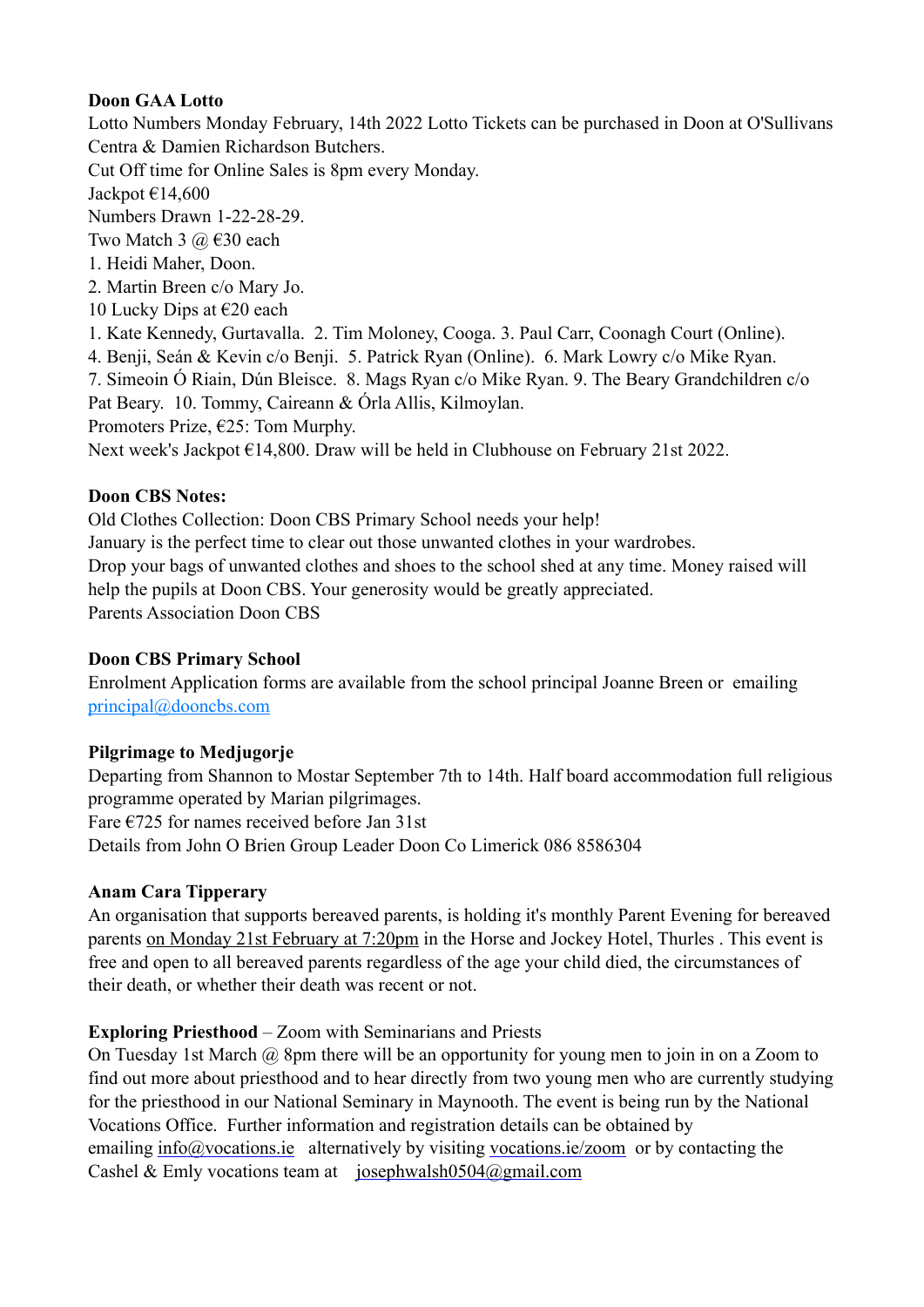**Doon GAA Lotto**

Lotto Numbers Monday February, 14th 2022 Lotto Tickets can be purchased in Doon at O'Sullivans Centra & Damien Richardson Butchers.

Cut Off time for Online Sales is 8pm every Monday.

Jackpot €14,600

Numbers Drawn 1-22-28-29.

Two Match 3 @ €30 each

1. Heidi Maher, Doon.
2. Martin Breen c/o Mary Jo.

10 Lucky Dips at €20 each

1. Kate Kennedy, Gurtavalla. 2. Tim Moloney, Cooga. 3. Paul Carr, Coonagh Court (Online). 4. Benji, Seán & Kevin c/o Benji. 5. Patrick Ryan (Online). 6. Mark Lowry c/o Mike Ryan. 7. Simeoin Ó Riain, Dún Bleisce. 8. Mags Ryan c/o Mike Ryan. 9. The Beary Grandchildren c/o Pat Beary. 10. Tommy, Caireann & Órla Allis, Kilmoylan.

Promoters Prize, €25: Tom Murphy.

Next week's Jackpot €14,800. Draw will be held in Clubhouse on February 21st 2022.

**Doon CBS Notes:**

Old Clothes Collection: Doon CBS Primary School needs your help!

January is the perfect time to clear out those unwanted clothes in your wardrobes.

Drop your bags of unwanted clothes and shoes to the school shed at any time. Money raised will help the pupils at Doon CBS. Your generosity would be greatly appreciated.

Parents Association Doon CBS

**Doon CBS Primary School**

Enrolment Application forms are available from the school principal Joanne Breen or emailing principal@dooncbs.com

**Pilgrimage to Medjugorje**

Departing from Shannon to Mostar September 7th to 14th. Half board accommodation full religious programme operated by Marian pilgrimages.

Fare €725 for names received before Jan 31st

Details from John O Brien Group Leader Doon Co Limerick 086 8586304

**Anam Cara Tipperary**

An organisation that supports bereaved parents, is holding it's monthly Parent Evening for bereaved parents on Monday 21st February at 7:20pm in the Horse and Jockey Hotel, Thurles . This event is free and open to all bereaved parents regardless of the age your child died, the circumstances of their death, or whether their death was recent or not.

**Exploring Priesthood** – Zoom with Seminarians and Priests

On Tuesday 1st March @ 8pm there will be an opportunity for young men to join in on a Zoom to find out more about priesthood and to hear directly from two young men who are currently studying for the priesthood in our National Seminary in Maynooth. The event is being run by the National Vocations Office. Further information and registration details can be obtained by emailing info@vocations.ie alternatively by visiting vocations.ie/zoom or by contacting the Cashel & Emly vocations team at josephwalsh0504@gmail.com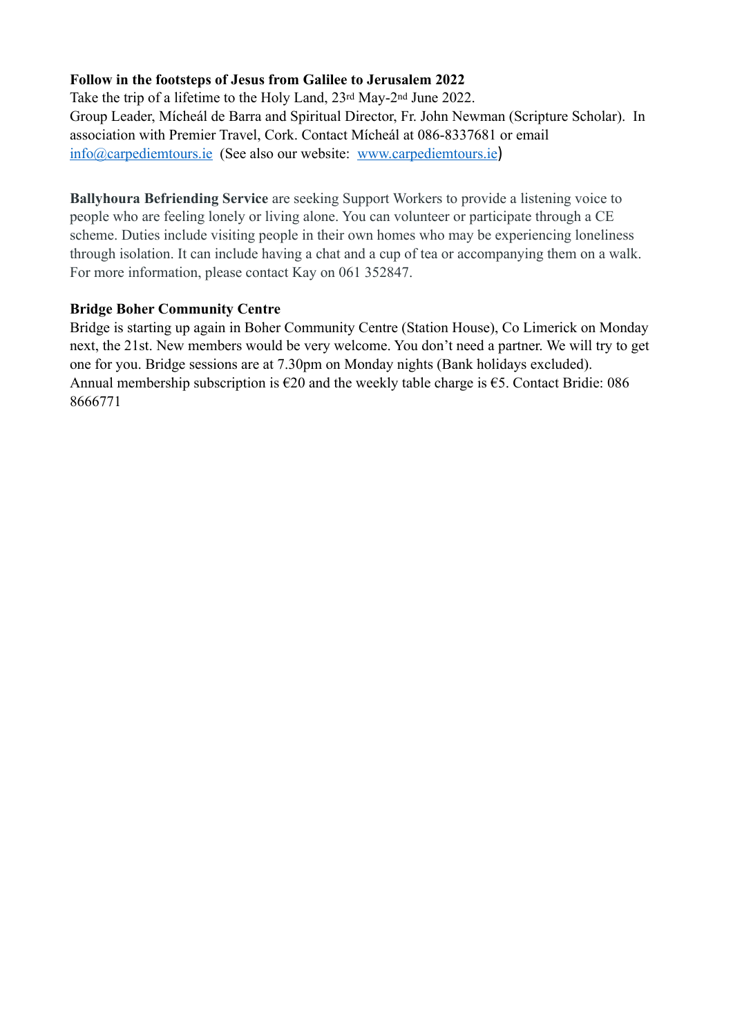**Follow in the footsteps of Jesus from Galilee to Jerusalem 2022**
Take the trip of a lifetime to the Holy Land, 23rd May-2nd June 2022.
Group Leader, Mícheál de Barra and Spiritual Director, Fr. John Newman (Scripture Scholar). In association with Premier Travel, Cork. Contact Mícheál at 086-8337681 or email info@carpediemtours.ie (See also our website: www.carpediemtours.ie)

**Ballyhoura Befriending Service** are seeking Support Workers to provide a listening voice to people who are feeling lonely or living alone. You can volunteer or participate through a CE scheme. Duties include visiting people in their own homes who may be experiencing loneliness through isolation. It can include having a chat and a cup of tea or accompanying them on a walk. For more information, please contact Kay on 061 352847.

**Bridge Boher Community Centre**
Bridge is starting up again in Boher Community Centre (Station House), Co Limerick on Monday next, the 21st. New members would be very welcome. You don't need a partner. We will try to get one for you. Bridge sessions are at 7.30pm on Monday nights (Bank holidays excluded).
Annual membership subscription is €20 and the weekly table charge is €5. Contact Bridie: 086 8666771